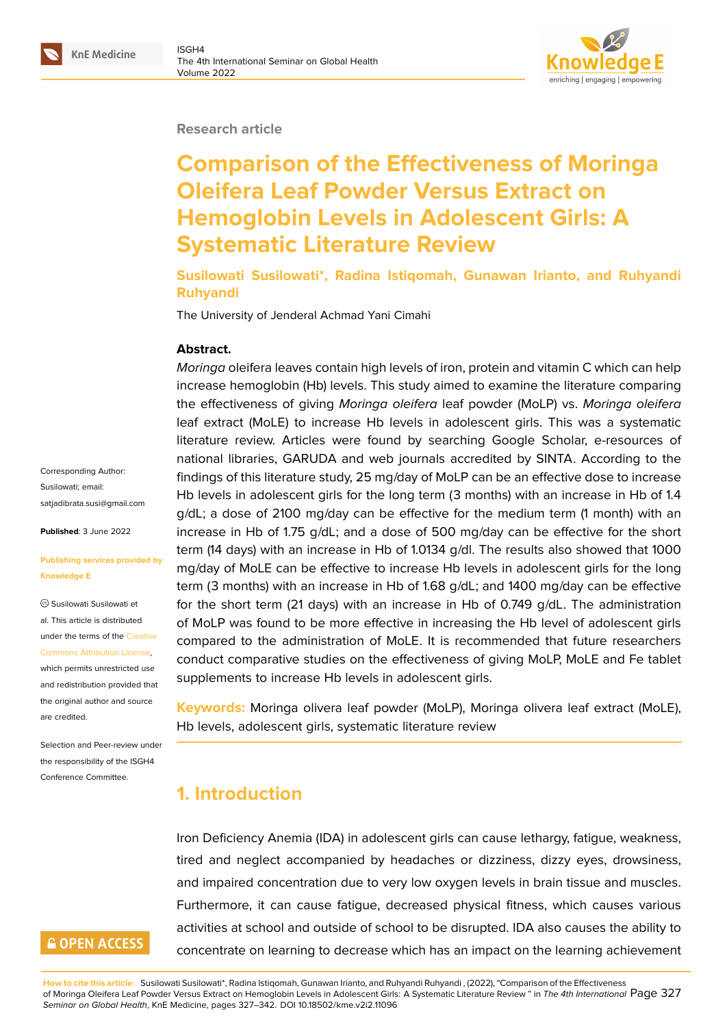Research article

# Comparison of the Effectiveness of Moringa Oleifera Leaf Powder Versus Extract on Hemoglobin Levels in Adolescent Girls: A Systematic Literature Review

**Susilowati Susilowati*, Radina Istiqomah, Gunawan Irianto, and Ruhyandi Ruhyandi**

The University of Jenderal Achmad Yani Cimahi

**Abstract.**
*Moringa* oleifera leaves contain high levels of iron, protein and vitamin C which can help increase hemoglobin (Hb) levels. This study aimed to examine the literature comparing the effectiveness of giving *Moringa oleifera* leaf powder (MoLP) vs. *Moringa oleifera* leaf extract (MoLE) to increase Hb levels in adolescent girls. This was a systematic literature review. Articles were found by searching Google Scholar, e-resources of national libraries, GARUDA and web journals accredited by SINTA. According to the findings of this literature study, 25 mg/day of MoLP can be an effective dose to increase Hb levels in adolescent girls for the long term (3 months) with an increase in Hb of 1.4 g/dL; a dose of 2100 mg/day can be effective for the medium term (1 month) with an increase in Hb of 1.75 g/dL; and a dose of 500 mg/day can be effective for the short term (14 days) with an increase in Hb of 1.0134 g/dl. The results also showed that 1000 mg/day of MoLE can be effective to increase Hb levels in adolescent girls for the long term (3 months) with an increase in Hb of 1.68 g/dL; and 1400 mg/day can be effective for the short term (21 days) with an increase in Hb of 0.749 g/dL. The administration of MoLP was found to be more effective in increasing the Hb level of adolescent girls compared to the administration of MoLE. It is recommended that future researchers conduct comparative studies on the effectiveness of giving MoLP, MoLE and Fe tablet supplements to increase Hb levels in adolescent girls.

**Keywords:** Moringa olivera leaf powder (MoLP), Moringa olivera leaf extract (MoLE), Hb levels, adolescent girls, systematic literature review

Corresponding Author: Susilowati; email: satjadibrata.susi@gmail.com

**Published**: 3 June 2022

**Publishing services provided by Knowledge E**

© Susilowati Susilowati et al. This article is distributed under the terms of the Creative Commons Attribution License, which permits unrestricted use and redistribution provided that the original author and source are credited.

Selection and Peer-review under the responsibility of the ISGH4 Conference Committee.

## 1. Introduction

Iron Deficiency Anemia (IDA) in adolescent girls can cause lethargy, fatigue, weakness, tired and neglect accompanied by headaches or dizziness, dizzy eyes, drowsiness, and impaired concentration due to very low oxygen levels in brain tissue and muscles. Furthermore, it can cause fatigue, decreased physical fitness, which causes various activities at school and outside of school to be disrupted. IDA also causes the ability to concentrate on learning to decrease which has an impact on the learning achievement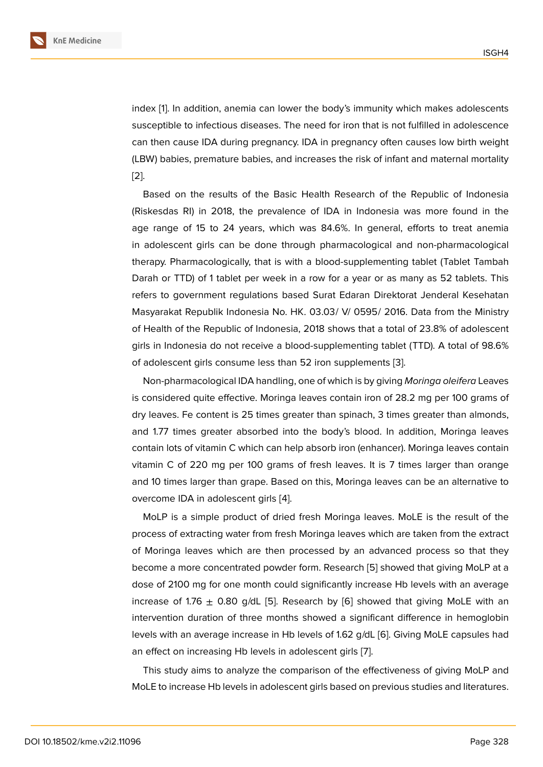index [1]. In addition, anemia can lower the body's immunity which makes adolescents susceptible to infectious diseases. The need for iron that is not fulfilled in adolescence can then cause IDA during pregnancy. IDA in pregnancy often causes low birth weight (LBW) babies, premature babies, and increases the risk of infant and maternal mortality [2].

Based on the results of the Basic Health Research of the Republic of Indonesia (Riskesdas RI) in 2018, the prevalence of IDA in Indonesia was more found in the age range of 15 to 24 years, which was 84.6%. In general, efforts to treat anemia in adolescent girls can be done through pharmacological and non-pharmacological therapy. Pharmacologically, that is with a blood-supplementing tablet (Tablet Tambah Darah or TTD) of 1 tablet per week in a row for a year or as many as 52 tablets. This refers to government regulations based Surat Edaran Direktorat Jenderal Kesehatan Masyarakat Republik Indonesia No. HK. 03.03/ V/ 0595/ 2016. Data from the Ministry of Health of the Republic of Indonesia, 2018 shows that a total of 23.8% of adolescent girls in Indonesia do not receive a blood-supplementing tablet (TTD). A total of 98.6% of adolescent girls consume less than 52 iron supplements [3].

Non-pharmacological IDA handling, one of which is by giving *Moringa oleifera* Leaves is considered quite effective. Moringa leaves contain iron of 28.2 mg per 100 grams of dry leaves. Fe content is 25 times greater than spinach, 3 times greater than almonds, and 1.77 times greater absorbed into the body's blood. In addition, Moringa leaves contain lots of vitamin C which can help absorb iron (enhancer). Moringa leaves contain vitamin C of 220 mg per 100 grams of fresh leaves. It is 7 times larger than orange and 10 times larger than grape. Based on this, Moringa leaves can be an alternative to overcome IDA in adolescent girls [4].

MoLP is a simple product of dried fresh Moringa leaves. MoLE is the result of the process of extracting water from fresh Moringa leaves which are taken from the extract of Moringa leaves which are then processed by an advanced process so that they become a more concentrated powder form. Research [5] showed that giving MoLP at a dose of 2100 mg for one month could significantly increase Hb levels with an average increase of $1.76 \pm 0.80$ g/dL [5]. Research by [6] showed that giving MoLE with an intervention duration of three months showed a significant difference in hemoglobin levels with an average increase in Hb levels of 1.62 g/dL [6]. Giving MoLE capsules had an effect on increasing Hb levels in adolescent girls [7].

This study aims to analyze the comparison of the effectiveness of giving MoLP and MoLE to increase Hb levels in adolescent girls based on previous studies and literatures.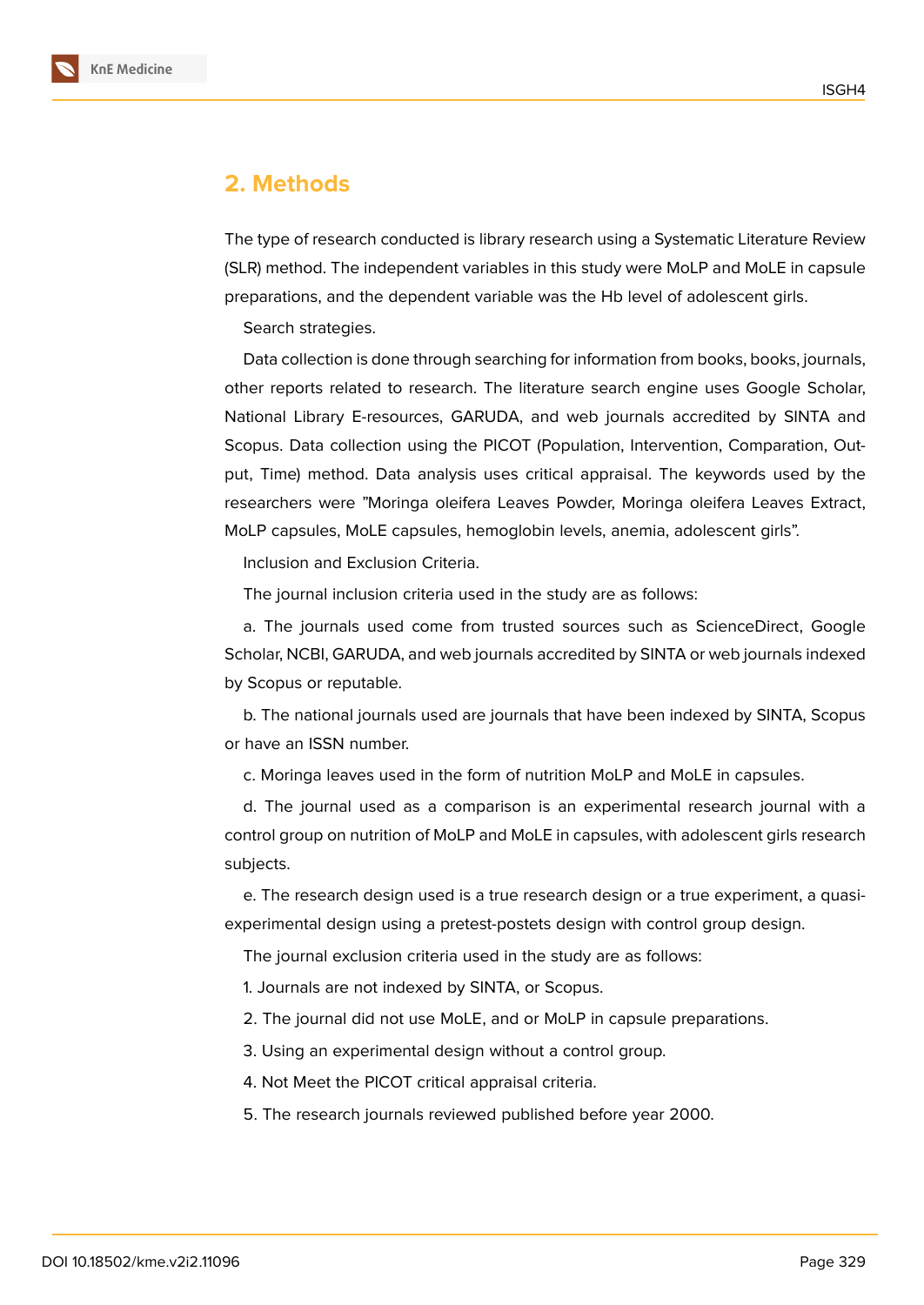## 2. Methods

The type of research conducted is library research using a Systematic Literature Review (SLR) method. The independent variables in this study were MoLP and MoLE in capsule preparations, and the dependent variable was the Hb level of adolescent girls.

Search strategies.

Data collection is done through searching for information from books, books, journals, other reports related to research. The literature search engine uses Google Scholar, National Library E-resources, GARUDA, and web journals accredited by SINTA and Scopus. Data collection using the PICOT (Population, Intervention, Comparation, Output, Time) method. Data analysis uses critical appraisal. The keywords used by the researchers were "Moringa oleifera Leaves Powder, Moringa oleifera Leaves Extract, MoLP capsules, MoLE capsules, hemoglobin levels, anemia, adolescent girls".

Inclusion and Exclusion Criteria.

The journal inclusion criteria used in the study are as follows:

a. The journals used come from trusted sources such as ScienceDirect, Google Scholar, NCBI, GARUDA, and web journals accredited by SINTA or web journals indexed by Scopus or reputable.

b. The national journals used are journals that have been indexed by SINTA, Scopus or have an ISSN number.

c. Moringa leaves used in the form of nutrition MoLP and MoLE in capsules.

d. The journal used as a comparison is an experimental research journal with a control group on nutrition of MoLP and MoLE in capsules, with adolescent girls research subjects.

e. The research design used is a true research design or a true experiment, a quasi-experimental design using a pretest-postets design with control group design.

The journal exclusion criteria used in the study are as follows:

1. Journals are not indexed by SINTA, or Scopus.
2. The journal did not use MoLE, and or MoLP in capsule preparations.
3. Using an experimental design without a control group.
4. Not Meet the PICOT critical appraisal criteria.
5. The research journals reviewed published before year 2000.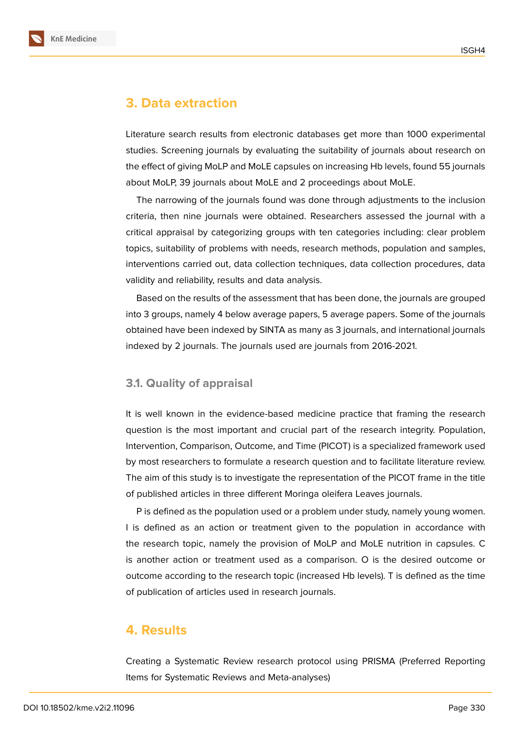## 3. Data extraction

Literature search results from electronic databases get more than 1000 experimental studies. Screening journals by evaluating the suitability of journals about research on the effect of giving MoLP and MoLE capsules on increasing Hb levels, found 55 journals about MoLP, 39 journals about MoLE and 2 proceedings about MoLE.

The narrowing of the journals found was done through adjustments to the inclusion criteria, then nine journals were obtained. Researchers assessed the journal with a critical appraisal by categorizing groups with ten categories including: clear problem topics, suitability of problems with needs, research methods, population and samples, interventions carried out, data collection techniques, data collection procedures, data validity and reliability, results and data analysis.

Based on the results of the assessment that has been done, the journals are grouped into 3 groups, namely 4 below average papers, 5 average papers. Some of the journals obtained have been indexed by SINTA as many as 3 journals, and international journals indexed by 2 journals. The journals used are journals from 2016-2021.

### 3.1. Quality of appraisal

It is well known in the evidence-based medicine practice that framing the research question is the most important and crucial part of the research integrity. Population, Intervention, Comparison, Outcome, and Time (PICOT) is a specialized framework used by most researchers to formulate a research question and to facilitate literature review. The aim of this study is to investigate the representation of the PICOT frame in the title of published articles in three different Moringa oleifera Leaves journals.

P is defined as the population used or a problem under study, namely young women. I is defined as an action or treatment given to the population in accordance with the research topic, namely the provision of MoLP and MoLE nutrition in capsules. C is another action or treatment used as a comparison. O is the desired outcome or outcome according to the research topic (increased Hb levels). T is defined as the time of publication of articles used in research journals.

## 4. Results

Creating a Systematic Review research protocol using PRISMA (Preferred Reporting Items for Systematic Reviews and Meta-analyses)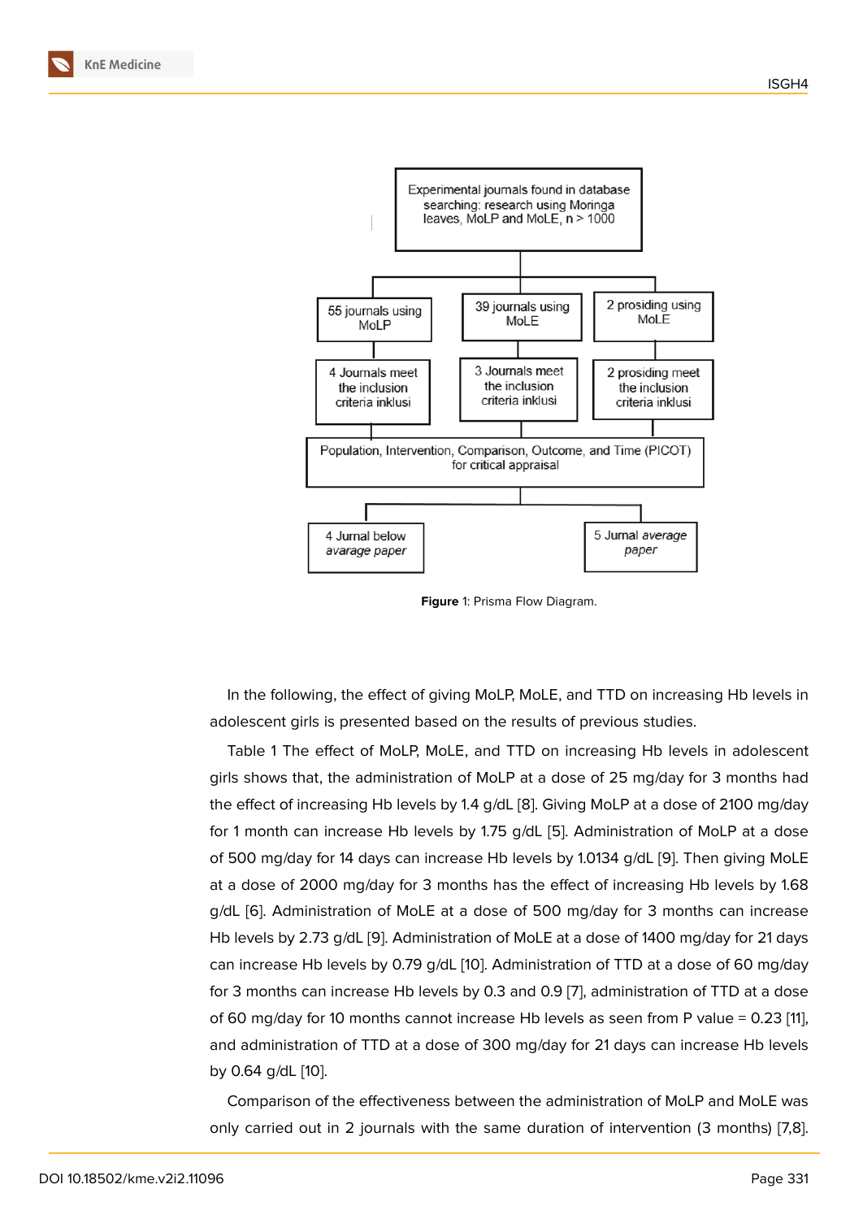Experimental journals found in database searching: research using Moringa leaves, MoLP and MoLE, n > 1000

| 55 journals using MoLP | 39 journals using MoLE | 2 prosiding using MoLE |
|---|---|---|
| 4 Journals meet the inclusion criteria inklusi | 3 Journals meet the inclusion criteria inklusi | 2 prosiding meet the inclusion criteria inklusi |

Population, Intervention, Comparison, Outcome, and Time (PICOT) for critical appraisal

| 4 Jurnal below *avarage paper* | 5 Jurnal *average paper* |
|---|---|

**Figure** 1: Prisma Flow Diagram.

In the following, the effect of giving MoLP, MoLE, and TTD on increasing Hb levels in adolescent girls is presented based on the results of previous studies.

Table 1 The effect of MoLP, MoLE, and TTD on increasing Hb levels in adolescent girls shows that, the administration of MoLP at a dose of 25 mg/day for 3 months had the effect of increasing Hb levels by 1.4 g/dL [8]. Giving MoLP at a dose of 2100 mg/day for 1 month can increase Hb levels by 1.75 g/dL [5]. Administration of MoLP at a dose of 500 mg/day for 14 days can increase Hb levels by 1.0134 g/dL [9]. Then giving MoLE at a dose of 2000 mg/day for 3 months has the effect of increasing Hb levels by 1.68 g/dL [6]. Administration of MoLE at a dose of 500 mg/day for 3 months can increase Hb levels by 2.73 g/dL [9]. Administration of MoLE at a dose of 1400 mg/day for 21 days can increase Hb levels by 0.79 g/dL [10]. Administration of TTD at a dose of 60 mg/day for 3 months can increase Hb levels by 0.3 and 0.9 [7], administration of TTD at a dose of 60 mg/day for 10 months cannot increase Hb levels as seen from P value = 0.23 [11], and administration of TTD at a dose of 300 mg/day for 21 days can increase Hb levels by 0.64 g/dL [10].

Comparison of the effectiveness between the administration of MoLP and MoLE was only carried out in 2 journals with the same duration of intervention (3 months) [7,8].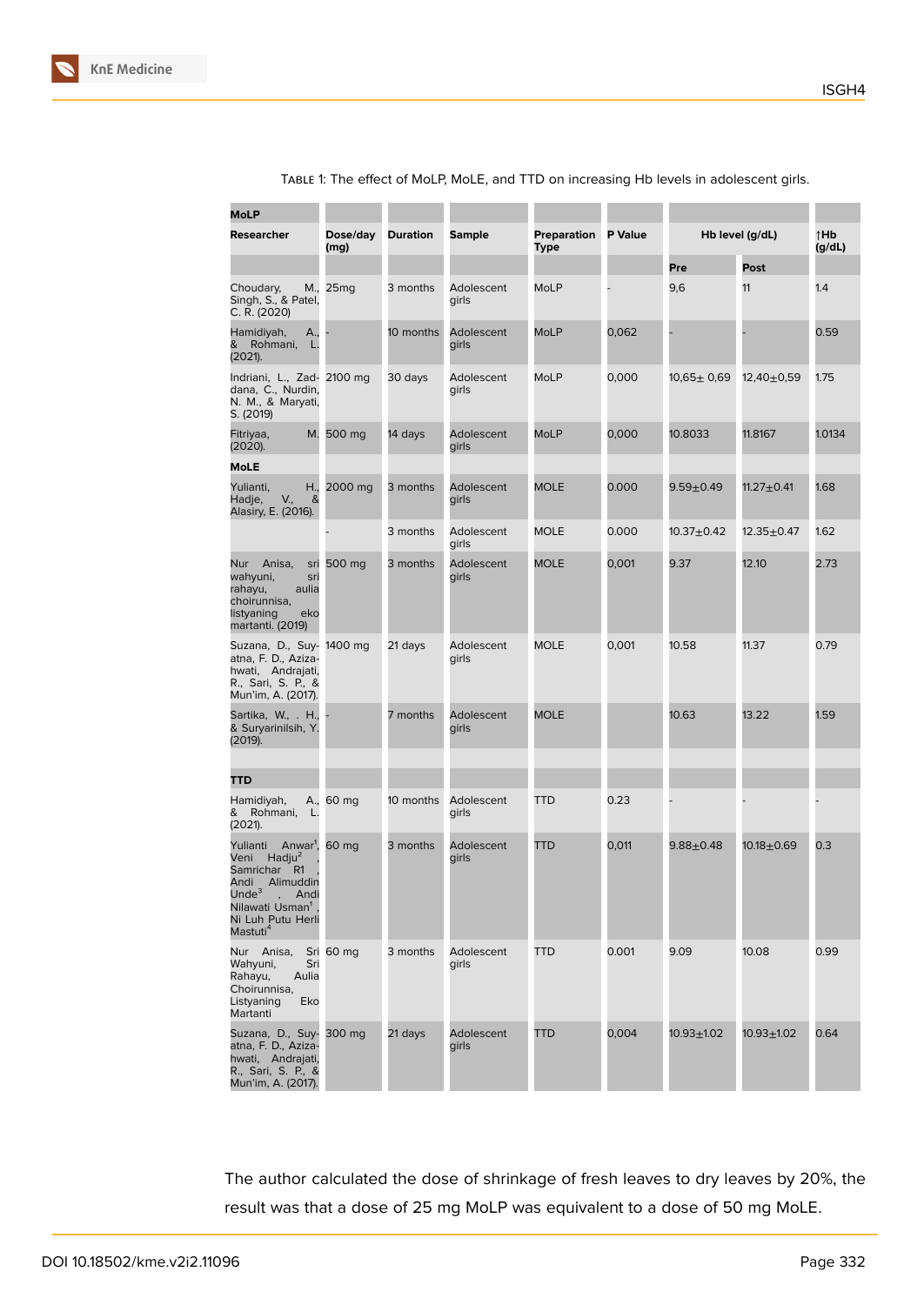Table 1: The effect of MoLP, MoLE, and TTD on increasing Hb levels in adolescent girls.

| Researcher | Dose/day (mg) | Duration | Sample | Preparation Type | P Value | Hb level (g/dL) | | ↑Hb (g/dL) |
|---|---|---|---|---|---|---|---|---|
| | | | | | | Pre | Post | |
| **MoLP** | | | | | | | | |
| Choudary, M., Singh, S., & Patel, C. R. (2020) | 25mg | 3 months | Adolescent girls | MoLP | - | 9,6 | 11 | 1.4 |
| Hamidiyah, A., & Rohmani, L. (2021). | - | 10 months | Adolescent girls | MoLP | 0,062 | - | - | 0.59 |
| Indriani, L., Zaddana, C., Nurdin, N. M., & Maryati, S. (2019) | 2100 mg | 30 days | Adolescent girls | MoLP | 0,000 | 10,65± 0,69 | 12,40±0,59 | 1.75 |
| Fitriyaa, M. (2020). | 500 mg | 14 days | Adolescent girls | MoLP | 0,000 | 10.8033 | 11.8167 | 1.0134 |
| **MoLE** | | | | | | | | |
| Yulianti, H., Hadje, V., & Alasiry, E. (2016). | 2000 mg | 3 months | Adolescent girls | MOLE | 0.000 | 9.59±0.49 | 11.27±0.41 | 1.68 |
| | - | 3 months | Adolescent girls | MOLE | 0.000 | 10.37±0.42 | 12.35±0.47 | 1.62 |
| Nur Anisa, sri wahyuni, sri rahayu, aulia choirunnisa, listyaning eko martanti. (2019) | 500 mg | 3 months | Adolescent girls | MOLE | 0,001 | 9.37 | 12.10 | 2.73 |
| Suzana, D., Suyatna, F. D., Azizahwati, Andrajati, R., Sari, S. P., & Mun'im, A. (2017). | 1400 mg | 21 days | Adolescent girls | MOLE | 0,001 | 10.58 | 11.37 | 0.79 |
| Sartika, W., . H., & Suryarinilsih, Y. (2019). | - | 7 months | Adolescent girls | MOLE | | 10.63 | 13.22 | 1.59 |
| **TTD** | | | | | | | | |
| Hamidiyah, A., & Rohmani, L. (2021). | 60 mg | 10 months | Adolescent girls | TTD | 0.23 | - | - | - |
| Yulianti Anwar[1], Veni Hadju[2], Samrichar R1, Andi Alimuddin Unde[3], Andi Nilawati Usman[1], Ni Luh Putu Herli Mastuti[4] | 60 mg | 3 months | Adolescent girls | TTD | 0,011 | 9.88±0.48 | 10.18±0.69 | 0.3 |
| Nur Anisa, Sri Wahyuni, Sri Rahayu, Aulia Choirunnisa, Listyaning Eko Martanti | 60 mg | 3 months | Adolescent girls | TTD | 0.001 | 9.09 | 10.08 | 0.99 |
| Suzana, D., Suyatna, F. D., Azizahwati, Andrajati, R., Sari, S. P., & Mun'im, A. (2017). | 300 mg | 21 days | Adolescent girls | TTD | 0,004 | 10.93±1.02 | 10.93±1.02 | 0.64 |

The author calculated the dose of shrinkage of fresh leaves to dry leaves by 20%, the result was that a dose of 25 mg MoLP was equivalent to a dose of 50 mg MoLE.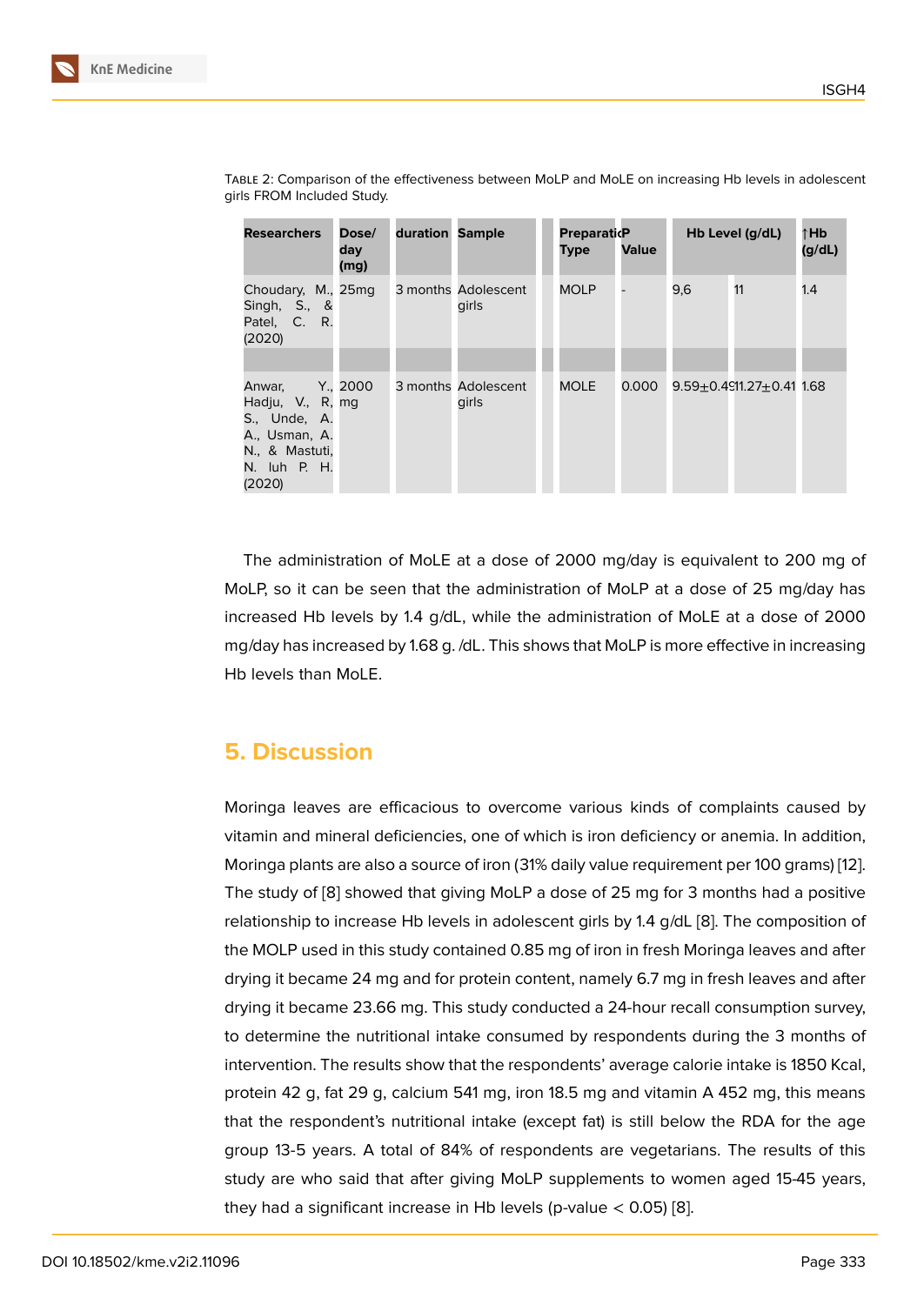Table 2: Comparison of the effectiveness between MoLP and MoLE on increasing Hb levels in adolescent girls FROM Included Study.

| Researchers | Dose/ day (mg) | duration | Sample | Preparation Type | P Value | Hb Level (g/dL) | | ↑Hb (g/dL) |
|---|---|---|---|---|---|---|---|---|
| Choudary, M., Singh, S., & Patel, C. R. (2020) | 25mg | 3 months | Adolescent girls | MOLP | - | 9,6 | 11 | 1.4 |
| | | | | | | | | |
| Anwar, Y., Hadju, V., R, S., Unde, A. A., Usman, A. N., & Mastuti, N. luh P. H. (2020) | 2000 mg | 3 months | Adolescent girls | MOLE | 0.000 | 9.59±0.49 | 11.27±0.41 | 1.68 |

The administration of MoLE at a dose of 2000 mg/day is equivalent to 200 mg of MoLP, so it can be seen that the administration of MoLP at a dose of 25 mg/day has increased Hb levels by 1.4 g/dL, while the administration of MoLE at a dose of 2000 mg/day has increased by 1.68 g. /dL. This shows that MoLP is more effective in increasing Hb levels than MoLE.

## 5. Discussion

Moringa leaves are efficacious to overcome various kinds of complaints caused by vitamin and mineral deficiencies, one of which is iron deficiency or anemia. In addition, Moringa plants are also a source of iron (31% daily value requirement per 100 grams) [12]. The study of [8] showed that giving MoLP a dose of 25 mg for 3 months had a positive relationship to increase Hb levels in adolescent girls by 1.4 g/dL [8]. The composition of the MOLP used in this study contained 0.85 mg of iron in fresh Moringa leaves and after drying it became 24 mg and for protein content, namely 6.7 mg in fresh leaves and after drying it became 23.66 mg. This study conducted a 24-hour recall consumption survey, to determine the nutritional intake consumed by respondents during the 3 months of intervention. The results show that the respondents' average calorie intake is 1850 Kcal, protein 42 g, fat 29 g, calcium 541 mg, iron 18.5 mg and vitamin A 452 mg, this means that the respondent's nutritional intake (except fat) is still below the RDA for the age group 13-5 years. A total of 84% of respondents are vegetarians. The results of this study are who said that after giving MoLP supplements to women aged 15-45 years, they had a significant increase in Hb levels (p-value $< 0.05$) [8].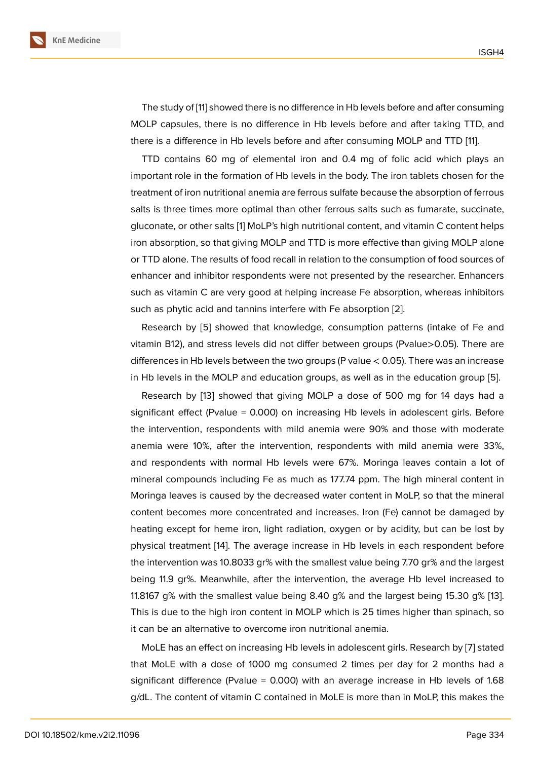The study of [11] showed there is no difference in Hb levels before and after consuming MOLP capsules, there is no difference in Hb levels before and after taking TTD, and there is a difference in Hb levels before and after consuming MOLP and TTD [11].

TTD contains 60 mg of elemental iron and 0.4 mg of folic acid which plays an important role in the formation of Hb levels in the body. The iron tablets chosen for the treatment of iron nutritional anemia are ferrous sulfate because the absorption of ferrous salts is three times more optimal than other ferrous salts such as fumarate, succinate, gluconate, or other salts [1] MoLP's high nutritional content, and vitamin C content helps iron absorption, so that giving MOLP and TTD is more effective than giving MOLP alone or TTD alone. The results of food recall in relation to the consumption of food sources of enhancer and inhibitor respondents were not presented by the researcher. Enhancers such as vitamin C are very good at helping increase Fe absorption, whereas inhibitors such as phytic acid and tannins interfere with Fe absorption [2].

Research by [5] showed that knowledge, consumption patterns (intake of Fe and vitamin B12), and stress levels did not differ between groups (Pvalue>0.05). There are differences in Hb levels between the two groups (P value < 0.05). There was an increase in Hb levels in the MOLP and education groups, as well as in the education group [5].

Research by [13] showed that giving MOLP a dose of 500 mg for 14 days had a significant effect (Pvalue = 0.000) on increasing Hb levels in adolescent girls. Before the intervention, respondents with mild anemia were 90% and those with moderate anemia were 10%, after the intervention, respondents with mild anemia were 33%, and respondents with normal Hb levels were 67%. Moringa leaves contain a lot of mineral compounds including Fe as much as 177.74 ppm. The high mineral content in Moringa leaves is caused by the decreased water content in MoLP, so that the mineral content becomes more concentrated and increases. Iron (Fe) cannot be damaged by heating except for heme iron, light radiation, oxygen or by acidity, but can be lost by physical treatment [14]. The average increase in Hb levels in each respondent before the intervention was 10.8033 gr% with the smallest value being 7.70 gr% and the largest being 11.9 gr%. Meanwhile, after the intervention, the average Hb level increased to 11.8167 g% with the smallest value being 8.40 g% and the largest being 15.30 g% [13]. This is due to the high iron content in MOLP which is 25 times higher than spinach, so it can be an alternative to overcome iron nutritional anemia.

MoLE has an effect on increasing Hb levels in adolescent girls. Research by [7] stated that MoLE with a dose of 1000 mg consumed 2 times per day for 2 months had a significant difference (Pvalue = 0.000) with an average increase in Hb levels of 1.68 g/dL. The content of vitamin C contained in MoLE is more than in MoLP, this makes the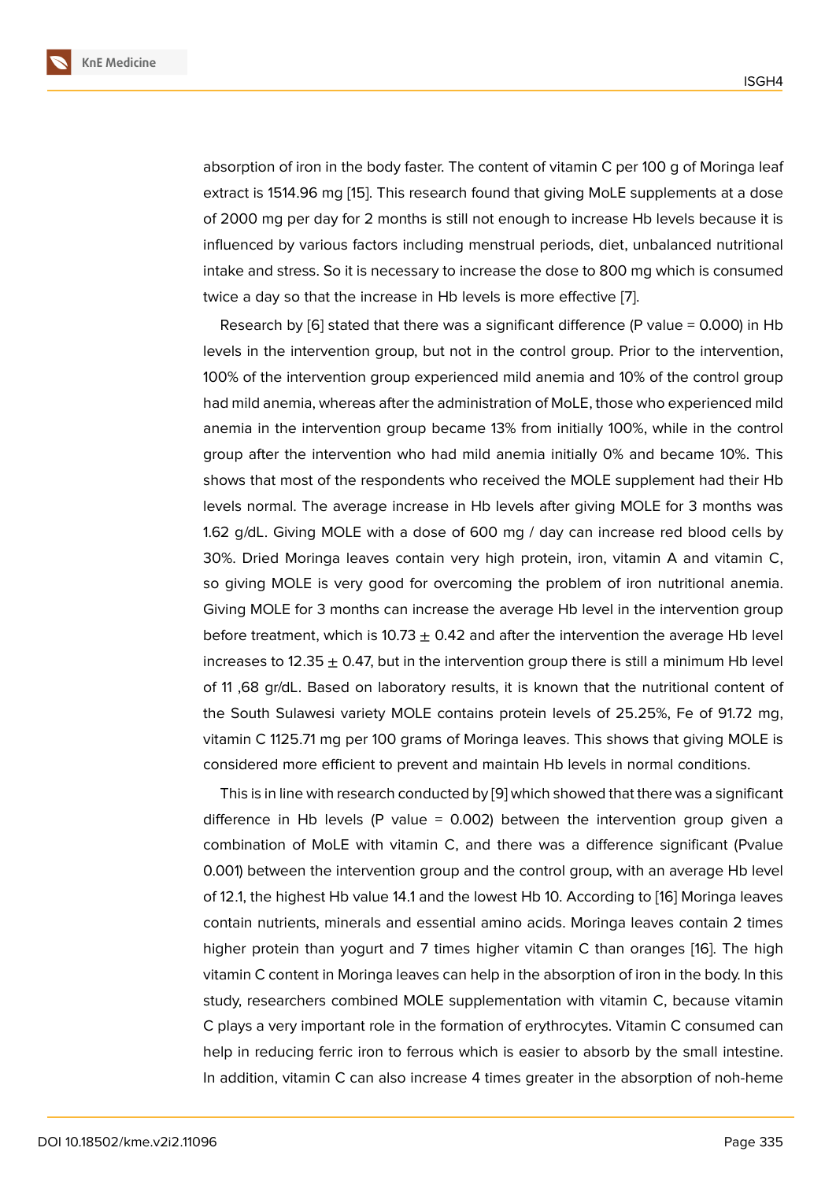absorption of iron in the body faster. The content of vitamin C per 100 g of Moringa leaf extract is 1514.96 mg [15]. This research found that giving MoLE supplements at a dose of 2000 mg per day for 2 months is still not enough to increase Hb levels because it is influenced by various factors including menstrual periods, diet, unbalanced nutritional intake and stress. So it is necessary to increase the dose to 800 mg which is consumed twice a day so that the increase in Hb levels is more effective [7].

Research by [6] stated that there was a significant difference (P value = 0.000) in Hb levels in the intervention group, but not in the control group. Prior to the intervention, 100% of the intervention group experienced mild anemia and 10% of the control group had mild anemia, whereas after the administration of MoLE, those who experienced mild anemia in the intervention group became 13% from initially 100%, while in the control group after the intervention who had mild anemia initially 0% and became 10%. This shows that most of the respondents who received the MOLE supplement had their Hb levels normal. The average increase in Hb levels after giving MOLE for 3 months was 1.62 g/dL. Giving MOLE with a dose of 600 mg / day can increase red blood cells by 30%. Dried Moringa leaves contain very high protein, iron, vitamin A and vitamin C, so giving MOLE is very good for overcoming the problem of iron nutritional anemia. Giving MOLE for 3 months can increase the average Hb level in the intervention group before treatment, which is 10.73 $\pm$ 0.42 and after the intervention the average Hb level increases to 12.35 $\pm$ 0.47, but in the intervention group there is still a minimum Hb level of 11 ,68 gr/dL. Based on laboratory results, it is known that the nutritional content of the South Sulawesi variety MOLE contains protein levels of 25.25%, Fe of 91.72 mg, vitamin C 1125.71 mg per 100 grams of Moringa leaves. This shows that giving MOLE is considered more efficient to prevent and maintain Hb levels in normal conditions.

This is in line with research conducted by [9] which showed that there was a significant difference in Hb levels (P value = 0.002) between the intervention group given a combination of MoLE with vitamin C, and there was a difference significant (Pvalue 0.001) between the intervention group and the control group, with an average Hb level of 12.1, the highest Hb value 14.1 and the lowest Hb 10. According to [16] Moringa leaves contain nutrients, minerals and essential amino acids. Moringa leaves contain 2 times higher protein than yogurt and 7 times higher vitamin C than oranges [16]. The high vitamin C content in Moringa leaves can help in the absorption of iron in the body. In this study, researchers combined MOLE supplementation with vitamin C, because vitamin C plays a very important role in the formation of erythrocytes. Vitamin C consumed can help in reducing ferric iron to ferrous which is easier to absorb by the small intestine. In addition, vitamin C can also increase 4 times greater in the absorption of noh-heme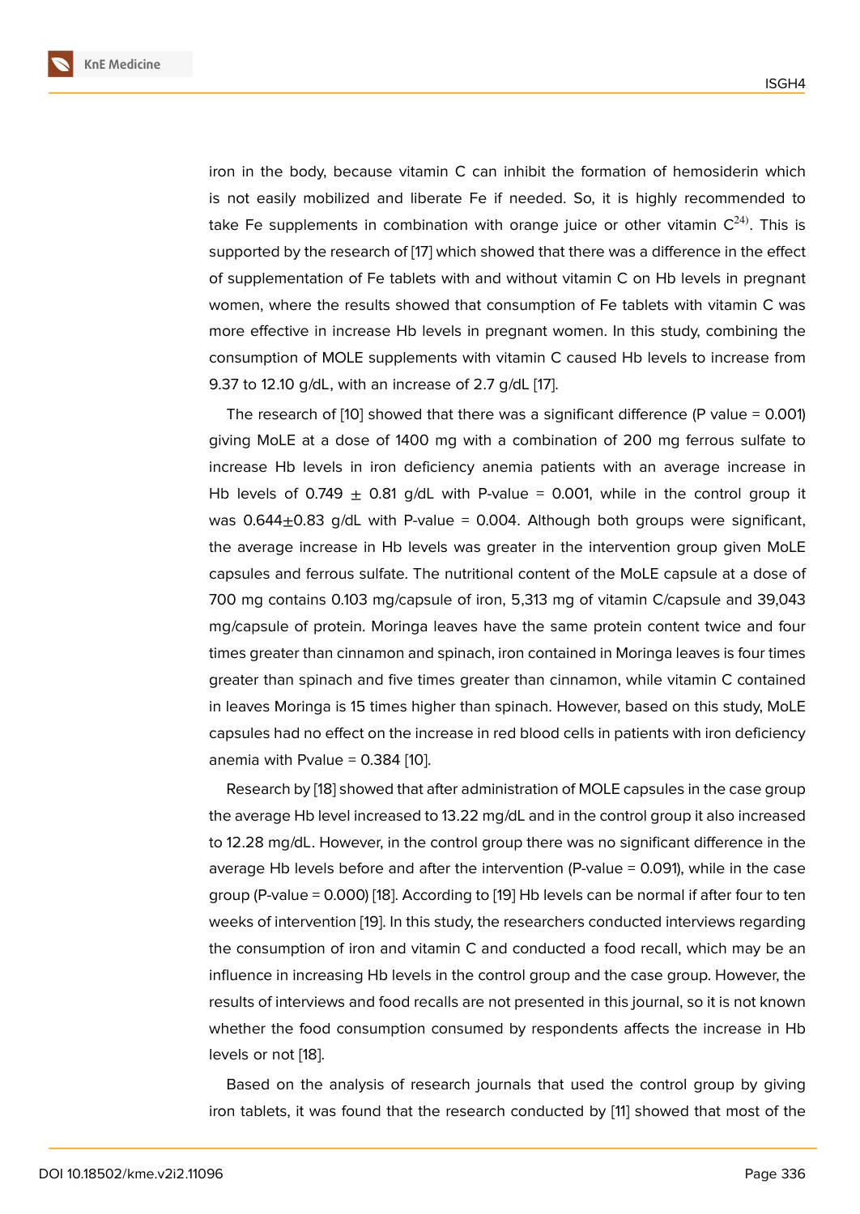iron in the body, because vitamin C can inhibit the formation of hemosiderin which is not easily mobilized and liberate Fe if needed. So, it is highly recommended to take Fe supplements in combination with orange juice or other vitamin C[24)]. This is supported by the research of [17] which showed that there was a difference in the effect of supplementation of Fe tablets with and without vitamin C on Hb levels in pregnant women, where the results showed that consumption of Fe tablets with vitamin C was more effective in increase Hb levels in pregnant women. In this study, combining the consumption of MOLE supplements with vitamin C caused Hb levels to increase from 9.37 to 12.10 g/dL, with an increase of 2.7 g/dL [17].

The research of [10] showed that there was a significant difference (P value = 0.001) giving MoLE at a dose of 1400 mg with a combination of 200 mg ferrous sulfate to increase Hb levels in iron deficiency anemia patients with an average increase in Hb levels of 0.749 $\pm$ 0.81 g/dL with P-value = 0.001, while in the control group it was 0.644$\pm$0.83 g/dL with P-value = 0.004. Although both groups were significant, the average increase in Hb levels was greater in the intervention group given MoLE capsules and ferrous sulfate. The nutritional content of the MoLE capsule at a dose of 700 mg contains 0.103 mg/capsule of iron, 5,313 mg of vitamin C/capsule and 39,043 mg/capsule of protein. Moringa leaves have the same protein content twice and four times greater than cinnamon and spinach, iron contained in Moringa leaves is four times greater than spinach and five times greater than cinnamon, while vitamin C contained in leaves Moringa is 15 times higher than spinach. However, based on this study, MoLE capsules had no effect on the increase in red blood cells in patients with iron deficiency anemia with Pvalue = 0.384 [10].

Research by [18] showed that after administration of MOLE capsules in the case group the average Hb level increased to 13.22 mg/dL and in the control group it also increased to 12.28 mg/dL. However, in the control group there was no significant difference in the average Hb levels before and after the intervention (P-value = 0.091), while in the case group (P-value = 0.000) [18]. According to [19] Hb levels can be normal if after four to ten weeks of intervention [19]. In this study, the researchers conducted interviews regarding the consumption of iron and vitamin C and conducted a food recall, which may be an influence in increasing Hb levels in the control group and the case group. However, the results of interviews and food recalls are not presented in this journal, so it is not known whether the food consumption consumed by respondents affects the increase in Hb levels or not [18].

Based on the analysis of research journals that used the control group by giving iron tablets, it was found that the research conducted by [11] showed that most of the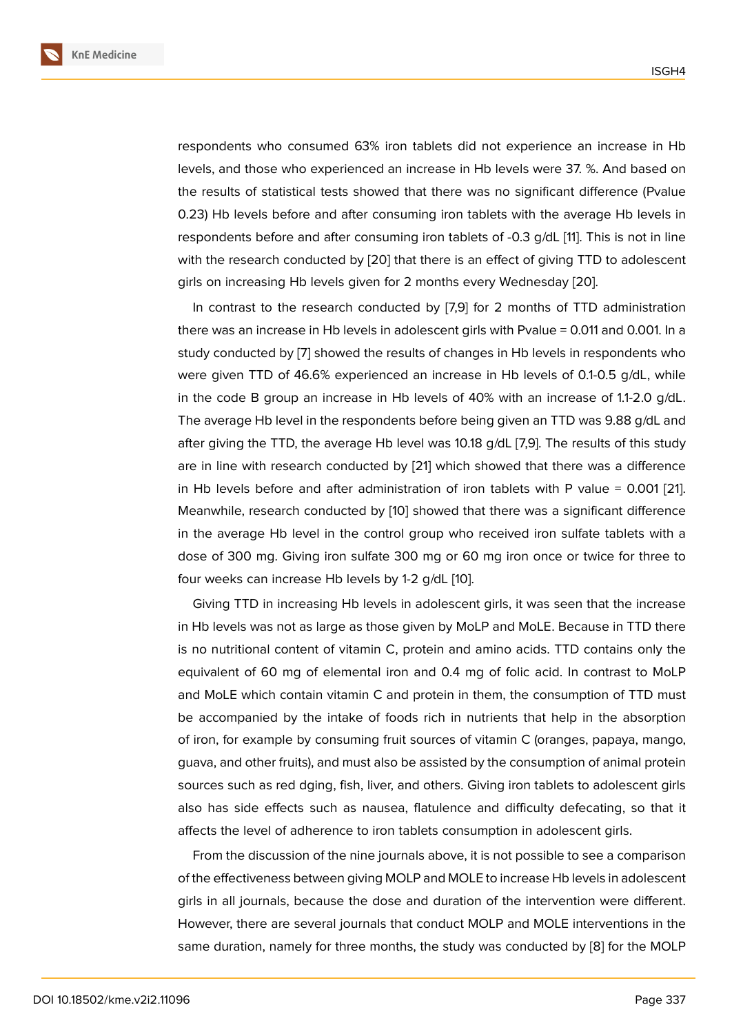respondents who consumed 63% iron tablets did not experience an increase in Hb levels, and those who experienced an increase in Hb levels were 37. %. And based on the results of statistical tests showed that there was no significant difference (Pvalue 0.23) Hb levels before and after consuming iron tablets with the average Hb levels in respondents before and after consuming iron tablets of -0.3 g/dL [11]. This is not in line with the research conducted by [20] that there is an effect of giving TTD to adolescent girls on increasing Hb levels given for 2 months every Wednesday [20].

In contrast to the research conducted by [7,9] for 2 months of TTD administration there was an increase in Hb levels in adolescent girls with Pvalue = 0.011 and 0.001. In a study conducted by [7] showed the results of changes in Hb levels in respondents who were given TTD of 46.6% experienced an increase in Hb levels of 0.1-0.5 g/dL, while in the code B group an increase in Hb levels of 40% with an increase of 1.1-2.0 g/dL. The average Hb level in the respondents before being given an TTD was 9.88 g/dL and after giving the TTD, the average Hb level was 10.18 g/dL [7,9]. The results of this study are in line with research conducted by [21] which showed that there was a difference in Hb levels before and after administration of iron tablets with P value = 0.001 [21]. Meanwhile, research conducted by [10] showed that there was a significant difference in the average Hb level in the control group who received iron sulfate tablets with a dose of 300 mg. Giving iron sulfate 300 mg or 60 mg iron once or twice for three to four weeks can increase Hb levels by 1-2 g/dL [10].

Giving TTD in increasing Hb levels in adolescent girls, it was seen that the increase in Hb levels was not as large as those given by MoLP and MoLE. Because in TTD there is no nutritional content of vitamin C, protein and amino acids. TTD contains only the equivalent of 60 mg of elemental iron and 0.4 mg of folic acid. In contrast to MoLP and MoLE which contain vitamin C and protein in them, the consumption of TTD must be accompanied by the intake of foods rich in nutrients that help in the absorption of iron, for example by consuming fruit sources of vitamin C (oranges, papaya, mango, guava, and other fruits), and must also be assisted by the consumption of animal protein sources such as red dging, fish, liver, and others. Giving iron tablets to adolescent girls also has side effects such as nausea, flatulence and difficulty defecating, so that it affects the level of adherence to iron tablets consumption in adolescent girls.

From the discussion of the nine journals above, it is not possible to see a comparison of the effectiveness between giving MOLP and MOLE to increase Hb levels in adolescent girls in all journals, because the dose and duration of the intervention were different. However, there are several journals that conduct MOLP and MOLE interventions in the same duration, namely for three months, the study was conducted by [8] for the MOLP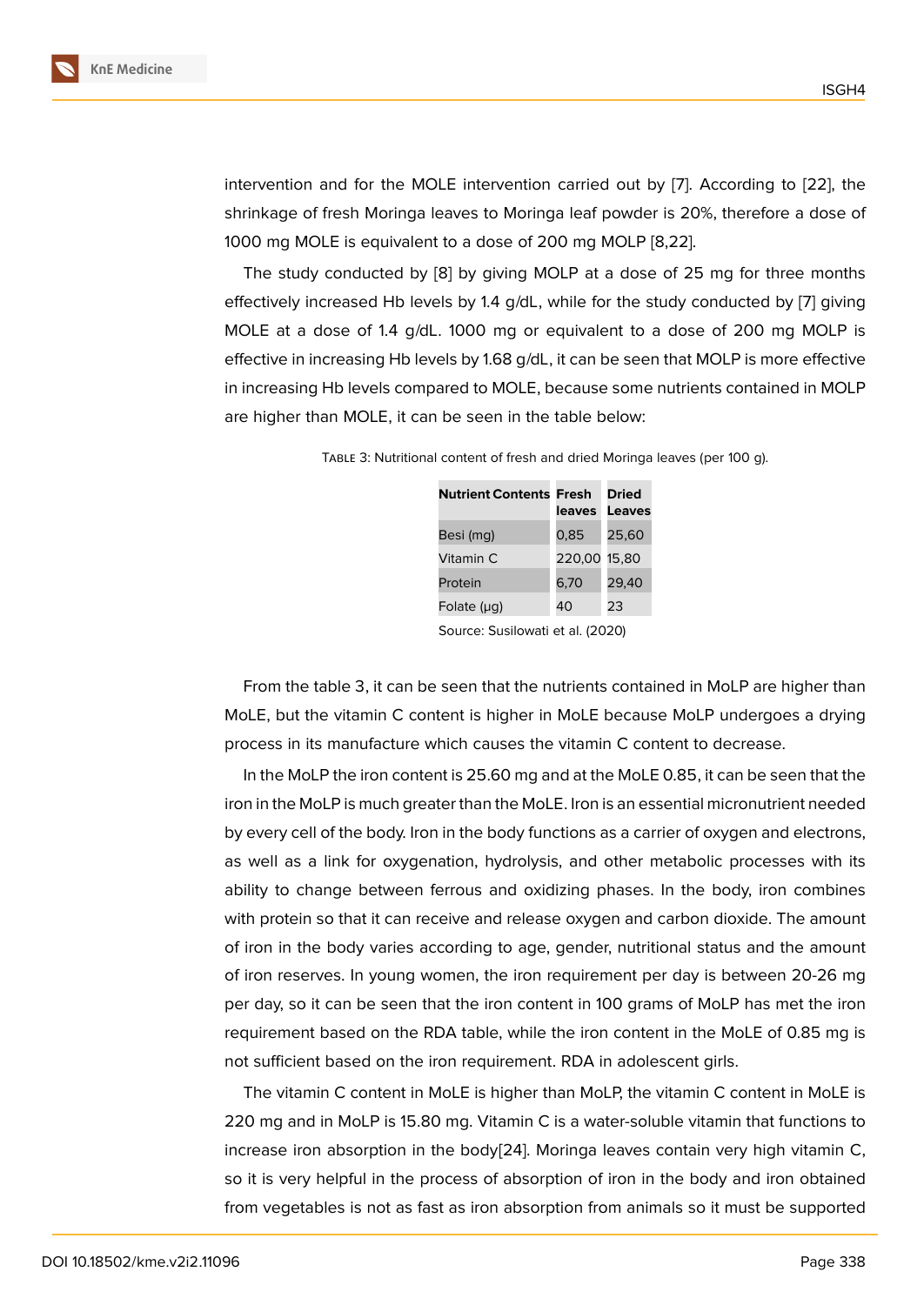intervention and for the MOLE intervention carried out by [7]. According to [22], the shrinkage of fresh Moringa leaves to Moringa leaf powder is 20%, therefore a dose of 1000 mg MOLE is equivalent to a dose of 200 mg MOLP [8,22].

The study conducted by [8] by giving MOLP at a dose of 25 mg for three months effectively increased Hb levels by 1.4 g/dL, while for the study conducted by [7] giving MOLE at a dose of 1.4 g/dL. 1000 mg or equivalent to a dose of 200 mg MOLP is effective in increasing Hb levels by 1.68 g/dL, it can be seen that MOLP is more effective in increasing Hb levels compared to MOLE, because some nutrients contained in MOLP are higher than MOLE, it can be seen in the table below:

Table 3: Nutritional content of fresh and dried Moringa leaves (per 100 g).

| Nutrient Contents | Fresh leaves | Dried Leaves |
|---|---|---|
| Besi (mg) | 0,85 | 25,60 |
| Vitamin C | 220,00 | 15,80 |
| Protein | 6,70 | 29,40 |
| Folate (μg) | 40 | 23 |

Source: Susilowati et al. (2020)

From the table 3, it can be seen that the nutrients contained in MoLP are higher than MoLE, but the vitamin C content is higher in MoLE because MoLP undergoes a drying process in its manufacture which causes the vitamin C content to decrease.

In the MoLP the iron content is 25.60 mg and at the MoLE 0.85, it can be seen that the iron in the MoLP is much greater than the MoLE. Iron is an essential micronutrient needed by every cell of the body. Iron in the body functions as a carrier of oxygen and electrons, as well as a link for oxygenation, hydrolysis, and other metabolic processes with its ability to change between ferrous and oxidizing phases. In the body, iron combines with protein so that it can receive and release oxygen and carbon dioxide. The amount of iron in the body varies according to age, gender, nutritional status and the amount of iron reserves. In young women, the iron requirement per day is between 20-26 mg per day, so it can be seen that the iron content in 100 grams of MoLP has met the iron requirement based on the RDA table, while the iron content in the MoLE of 0.85 mg is not sufficient based on the iron requirement. RDA in adolescent girls.

The vitamin C content in MoLE is higher than MoLP, the vitamin C content in MoLE is 220 mg and in MoLP is 15.80 mg. Vitamin C is a water-soluble vitamin that functions to increase iron absorption in the body[24]. Moringa leaves contain very high vitamin C, so it is very helpful in the process of absorption of iron in the body and iron obtained from vegetables is not as fast as iron absorption from animals so it must be supported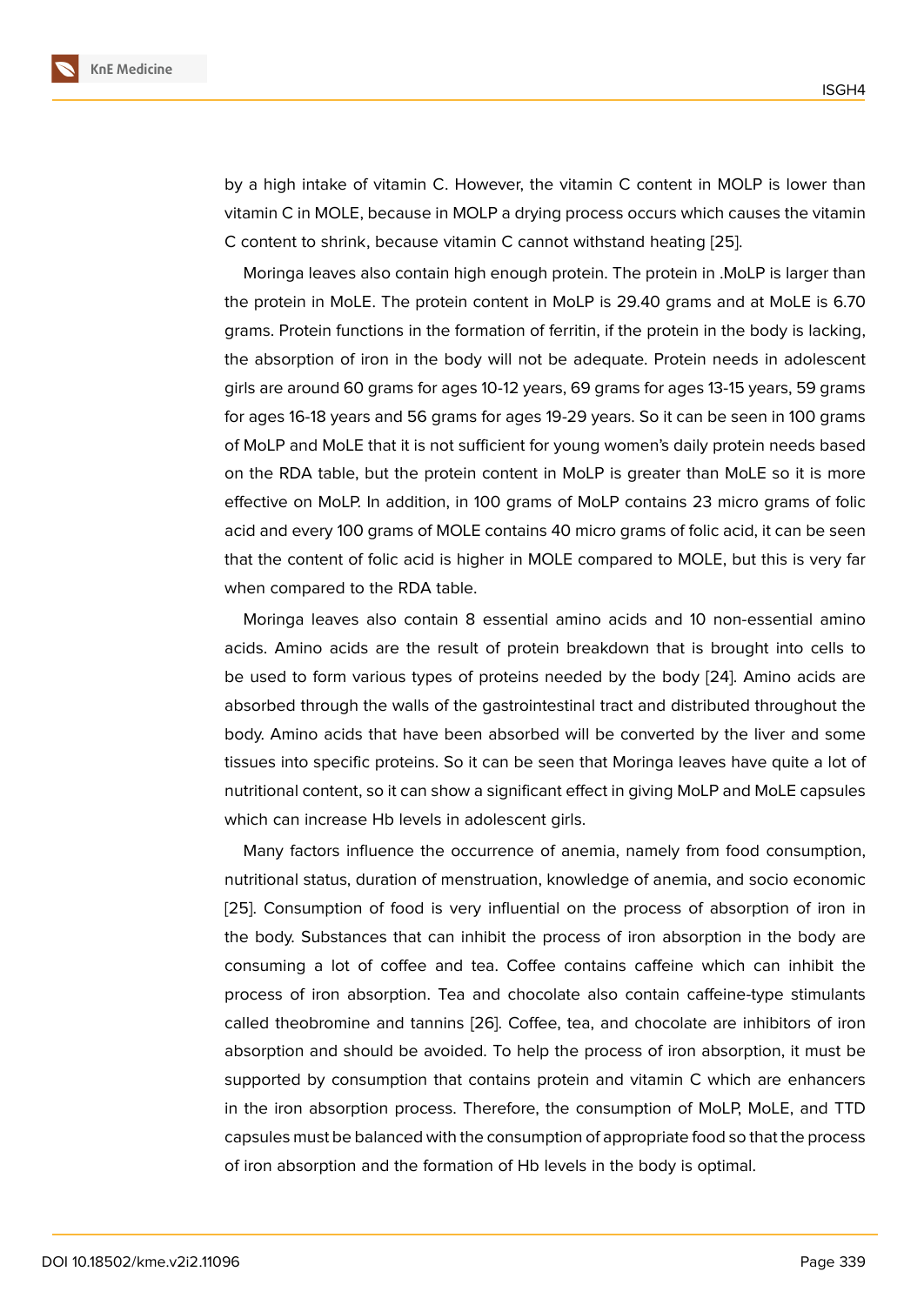by a high intake of vitamin C. However, the vitamin C content in MOLP is lower than vitamin C in MOLE, because in MOLP a drying process occurs which causes the vitamin C content to shrink, because vitamin C cannot withstand heating [25].

Moringa leaves also contain high enough protein. The protein in .MoLP is larger than the protein in MoLE. The protein content in MoLP is 29.40 grams and at MoLE is 6.70 grams. Protein functions in the formation of ferritin, if the protein in the body is lacking, the absorption of iron in the body will not be adequate. Protein needs in adolescent girls are around 60 grams for ages 10-12 years, 69 grams for ages 13-15 years, 59 grams for ages 16-18 years and 56 grams for ages 19-29 years. So it can be seen in 100 grams of MoLP and MoLE that it is not sufficient for young women's daily protein needs based on the RDA table, but the protein content in MoLP is greater than MoLE so it is more effective on MoLP. In addition, in 100 grams of MoLP contains 23 micro grams of folic acid and every 100 grams of MOLE contains 40 micro grams of folic acid, it can be seen that the content of folic acid is higher in MOLE compared to MOLE, but this is very far when compared to the RDA table.

Moringa leaves also contain 8 essential amino acids and 10 non-essential amino acids. Amino acids are the result of protein breakdown that is brought into cells to be used to form various types of proteins needed by the body [24]. Amino acids are absorbed through the walls of the gastrointestinal tract and distributed throughout the body. Amino acids that have been absorbed will be converted by the liver and some tissues into specific proteins. So it can be seen that Moringa leaves have quite a lot of nutritional content, so it can show a significant effect in giving MoLP and MoLE capsules which can increase Hb levels in adolescent girls.

Many factors influence the occurrence of anemia, namely from food consumption, nutritional status, duration of menstruation, knowledge of anemia, and socio economic [25]. Consumption of food is very influential on the process of absorption of iron in the body. Substances that can inhibit the process of iron absorption in the body are consuming a lot of coffee and tea. Coffee contains caffeine which can inhibit the process of iron absorption. Tea and chocolate also contain caffeine-type stimulants called theobromine and tannins [26]. Coffee, tea, and chocolate are inhibitors of iron absorption and should be avoided. To help the process of iron absorption, it must be supported by consumption that contains protein and vitamin C which are enhancers in the iron absorption process. Therefore, the consumption of MoLP, MoLE, and TTD capsules must be balanced with the consumption of appropriate food so that the process of iron absorption and the formation of Hb levels in the body is optimal.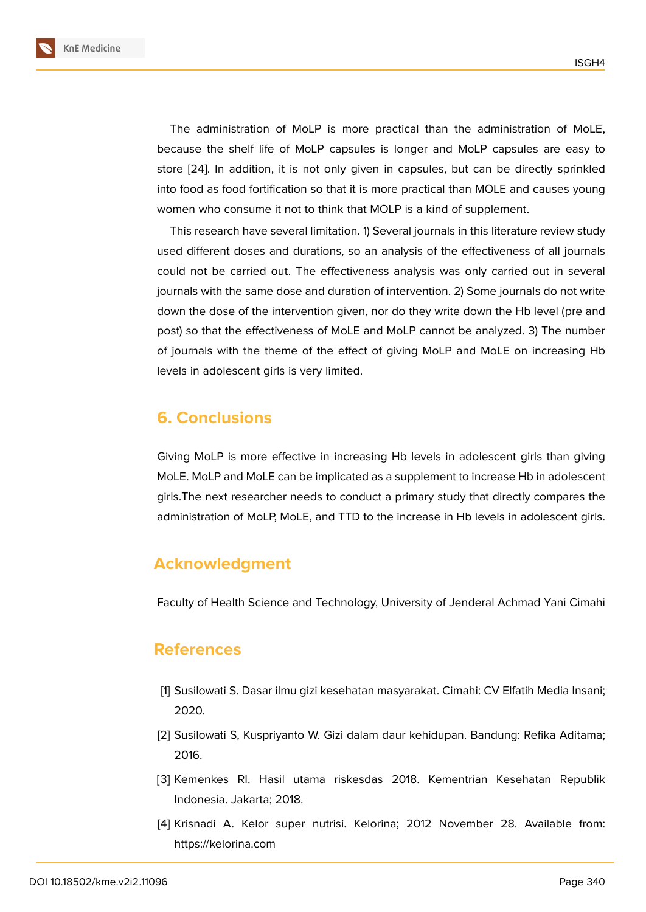The administration of MoLP is more practical than the administration of MoLE, because the shelf life of MoLP capsules is longer and MoLP capsules are easy to store [24]. In addition, it is not only given in capsules, but can be directly sprinkled into food as food fortification so that it is more practical than MOLE and causes young women who consume it not to think that MOLP is a kind of supplement.

This research have several limitation. 1) Several journals in this literature review study used different doses and durations, so an analysis of the effectiveness of all journals could not be carried out. The effectiveness analysis was only carried out in several journals with the same dose and duration of intervention. 2) Some journals do not write down the dose of the intervention given, nor do they write down the Hb level (pre and post) so that the effectiveness of MoLE and MoLP cannot be analyzed. 3) The number of journals with the theme of the effect of giving MoLP and MoLE on increasing Hb levels in adolescent girls is very limited.

## 6. Conclusions

Giving MoLP is more effective in increasing Hb levels in adolescent girls than giving MoLE. MoLP and MoLE can be implicated as a supplement to increase Hb in adolescent girls.The next researcher needs to conduct a primary study that directly compares the administration of MoLP, MoLE, and TTD to the increase in Hb levels in adolescent girls.

## Acknowledgment

Faculty of Health Science and Technology, University of Jenderal Achmad Yani Cimahi

## References

[1] Susilowati S. Dasar ilmu gizi kesehatan masyarakat. Cimahi: CV Elfatih Media Insani; 2020.

[2] Susilowati S, Kuspriyanto W. Gizi dalam daur kehidupan. Bandung: Refika Aditama; 2016.

[3] Kemenkes RI. Hasil utama riskesdas 2018. Kementrian Kesehatan Republik Indonesia. Jakarta; 2018.

[4] Krisnadi A. Kelor super nutrisi. Kelorina; 2012 November 28. Available from: https://kelorina.com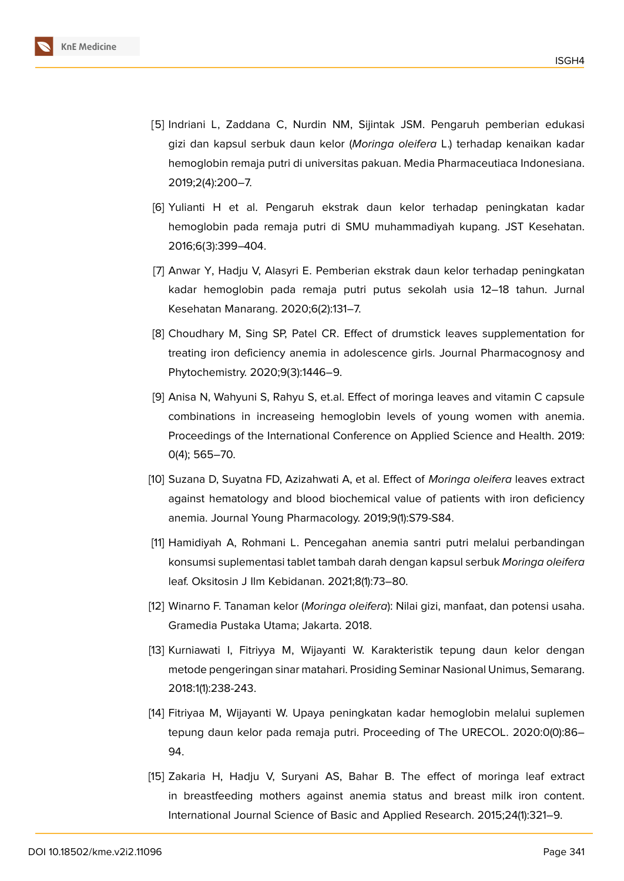[5] Indriani L, Zaddana C, Nurdin NM, Sijintak JSM. Pengaruh pemberian edukasi gizi dan kapsul serbuk daun kelor (*Moringa oleifera* L.) terhadap kenaikan kadar hemoglobin remaja putri di universitas pakuan. Media Pharmaceutiaca Indonesiana. 2019;2(4):200–7.

[6] Yulianti H et al. Pengaruh ekstrak daun kelor terhadap peningkatan kadar hemoglobin pada remaja putri di SMU muhammadiyah kupang. JST Kesehatan. 2016;6(3):399–404.

[7] Anwar Y, Hadju V, Alasyri E. Pemberian ekstrak daun kelor terhadap peningkatan kadar hemoglobin pada remaja putri putus sekolah usia 12–18 tahun. Jurnal Kesehatan Manarang. 2020;6(2):131–7.

[8] Choudhary M, Sing SP, Patel CR. Effect of drumstick leaves supplementation for treating iron deficiency anemia in adolescence girls. Journal Pharmacognosy and Phytochemistry. 2020;9(3):1446–9.

[9] Anisa N, Wahyuni S, Rahyu S, et.al. Effect of moringa leaves and vitamin C capsule combinations in increaseing hemoglobin levels of young women with anemia. Proceedings of the International Conference on Applied Science and Health. 2019: 0(4); 565–70.

[10] Suzana D, Suyatna FD, Azizahwati A, et al. Effect of *Moringa oleifera* leaves extract against hematology and blood biochemical value of patients with iron deficiency anemia. Journal Young Pharmacology. 2019;9(1):S79-S84.

[11] Hamidiyah A, Rohmani L. Pencegahan anemia santri putri melalui perbandingan konsumsi suplementasi tablet tambah darah dengan kapsul serbuk *Moringa oleifera* leaf. Oksitosin J Ilm Kebidanan. 2021;8(1):73–80.

[12] Winarno F. Tanaman kelor (*Moringa oleifera*): Nilai gizi, manfaat, dan potensi usaha. Gramedia Pustaka Utama; Jakarta. 2018.

[13] Kurniawati I, Fitriyya M, Wijayanti W. Karakteristik tepung daun kelor dengan metode pengeringan sinar matahari. Prosiding Seminar Nasional Unimus, Semarang. 2018:1(1):238-243.

[14] Fitriyaa M, Wijayanti W. Upaya peningkatan kadar hemoglobin melalui suplemen tepung daun kelor pada remaja putri. Proceeding of The URECOL. 2020:0(0):86–94.

[15] Zakaria H, Hadju V, Suryani AS, Bahar B. The effect of moringa leaf extract in breastfeeding mothers against anemia status and breast milk iron content. International Journal Science of Basic and Applied Research. 2015;24(1):321–9.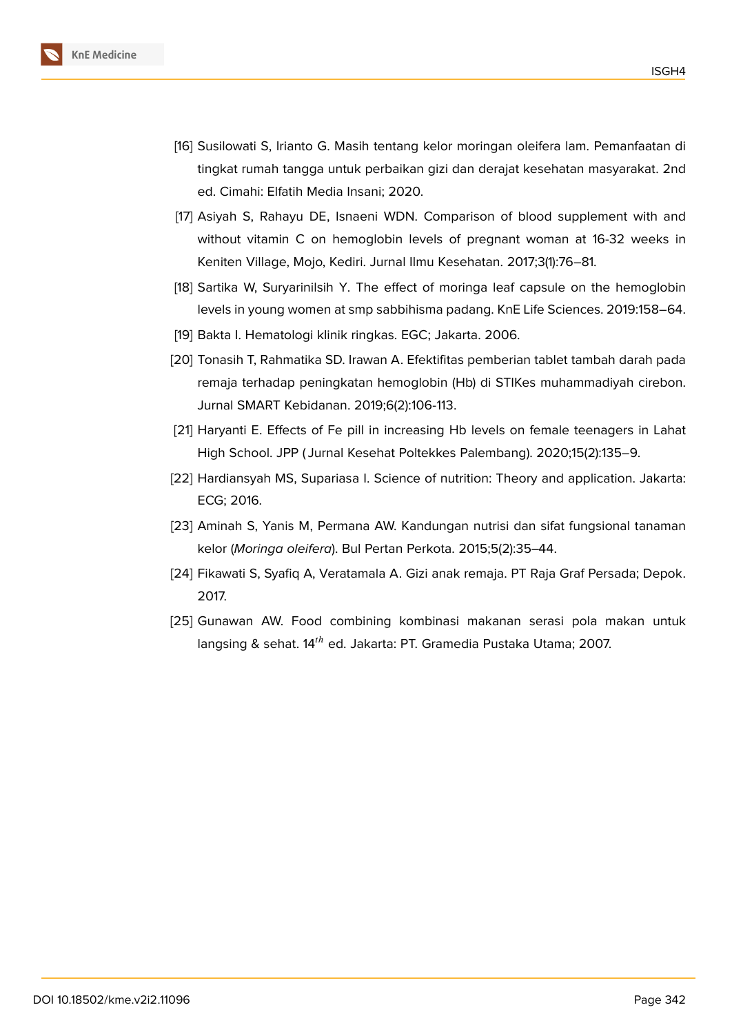[16] Susilowati S, Irianto G. Masih tentang kelor moringan oleifera lam. Pemanfaatan di tingkat rumah tangga untuk perbaikan gizi dan derajat kesehatan masyarakat. 2nd ed. Cimahi: Elfatih Media Insani; 2020.

[17] Asiyah S, Rahayu DE, Isnaeni WDN. Comparison of blood supplement with and without vitamin C on hemoglobin levels of pregnant woman at 16-32 weeks in Keniten Village, Mojo, Kediri. Jurnal Ilmu Kesehatan. 2017;3(1):76–81.

[18] Sartika W, Suryarinilsih Y. The effect of moringa leaf capsule on the hemoglobin levels in young women at smp sabbihisma padang. KnE Life Sciences. 2019:158–64.

[19] Bakta I. Hematologi klinik ringkas. EGC; Jakarta. 2006.

[20] Tonasih T, Rahmatika SD. Irawan A. Efektifitas pemberian tablet tambah darah pada remaja terhadap peningkatan hemoglobin (Hb) di STIKes muhammadiyah cirebon. Jurnal SMART Kebidanan. 2019;6(2):106-113.

[21] Haryanti E. Effects of Fe pill in increasing Hb levels on female teenagers in Lahat High School. JPP (Jurnal Kesehat Poltekkes Palembang). 2020;15(2):135–9.

[22] Hardiansyah MS, Supariasa I. Science of nutrition: Theory and application. Jakarta: ECG; 2016.

[23] Aminah S, Yanis M, Permana AW. Kandungan nutrisi dan sifat fungsional tanaman kelor (*Moringa oleifera*). Bul Pertan Perkota. 2015;5(2):35–44.

[24] Fikawati S, Syafiq A, Veratamala A. Gizi anak remaja. PT Raja Graf Persada; Depok. 2017.

[25] Gunawan AW. Food combining kombinasi makanan serasi pola makan untuk langsing & sehat. $14^{th}$ ed. Jakarta: PT. Gramedia Pustaka Utama; 2007.